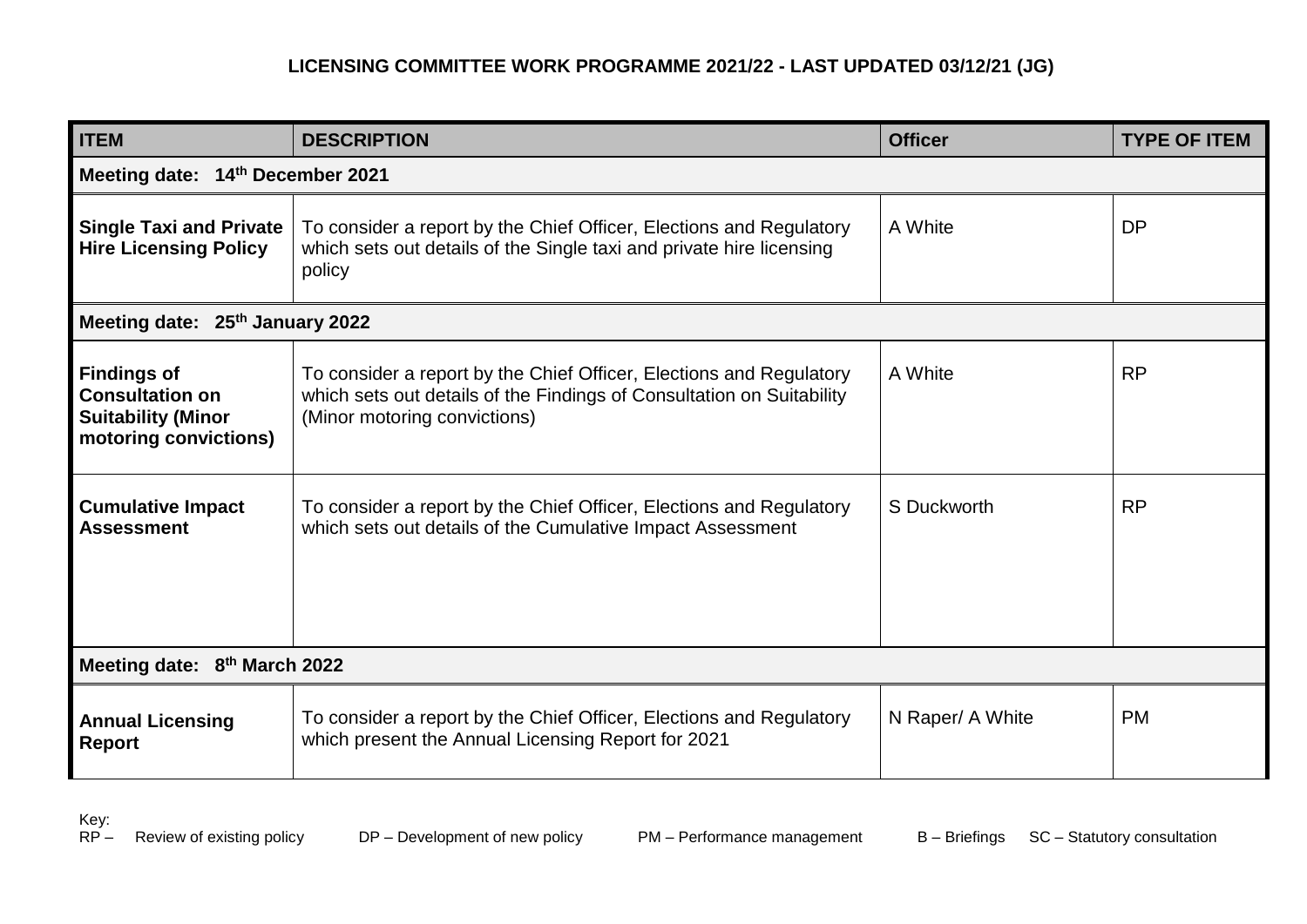**LICENSING COMMITTEE WORK PROGRAMME 2021/22 - LAST UPDATED 03/12/21 (JG)**

| ITEM | DESCRIPTION | Officer | TYPE OF ITEM |
|---|---|---|---|
| **Meeting date: 14th December 2021** | | | |
| **Single Taxi and Private Hire Licensing Policy** | To consider a report by the Chief Officer, Elections and Regulatory which sets out details of the Single taxi and private hire licensing policy | A White | DP |
| **Meeting date: 25th January 2022** | | | |
| **Findings of Consultation on Suitability (Minor motoring convictions)** | To consider a report by the Chief Officer, Elections and Regulatory which sets out details of the Findings of Consultation on Suitability (Minor motoring convictions) | A White | RP |
| **Cumulative Impact Assessment** | To consider a report by the Chief Officer, Elections and Regulatory which sets out details of the Cumulative Impact Assessment | S Duckworth | RP |
| **Meeting date: 8th March 2022** | | | |
| **Annual Licensing Report** | To consider a report by the Chief Officer, Elections and Regulatory which present the Annual Licensing Report for 2021 | N Raper/ A White | PM |

Key:
RP – Review of existing policy    DP – Development of new policy    PM – Performance management    B – Briefings    SC – Statutory consultation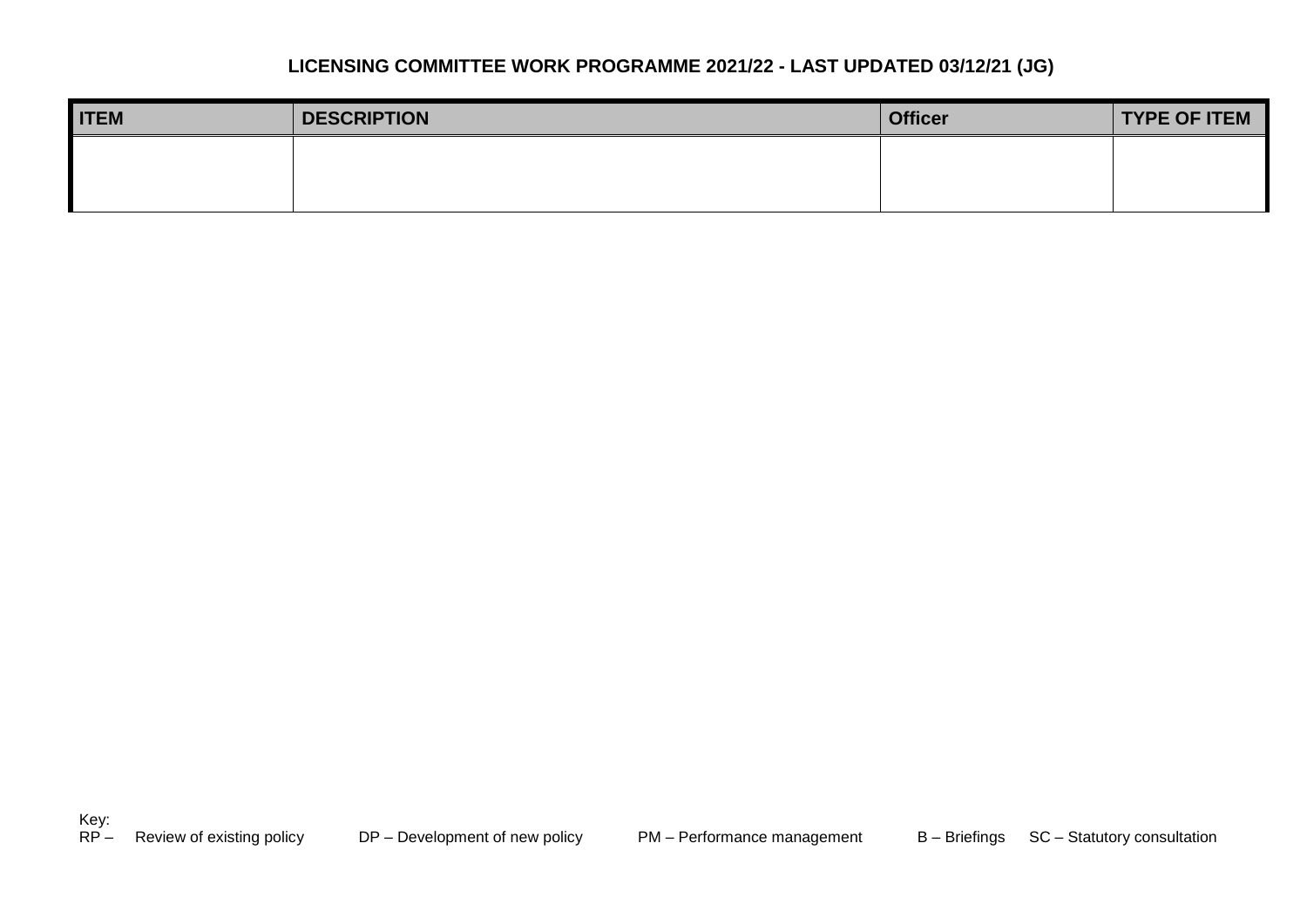**LICENSING COMMITTEE WORK PROGRAMME 2021/22 - LAST UPDATED 03/12/21 (JG)**

| ITEM | DESCRIPTION | Officer | TYPE OF ITEM |
|---|---|---|---|
| | | | |

Key:
RP – Review of existing policy DP – Development of new policy PM – Performance management B – Briefings SC – Statutory consultation